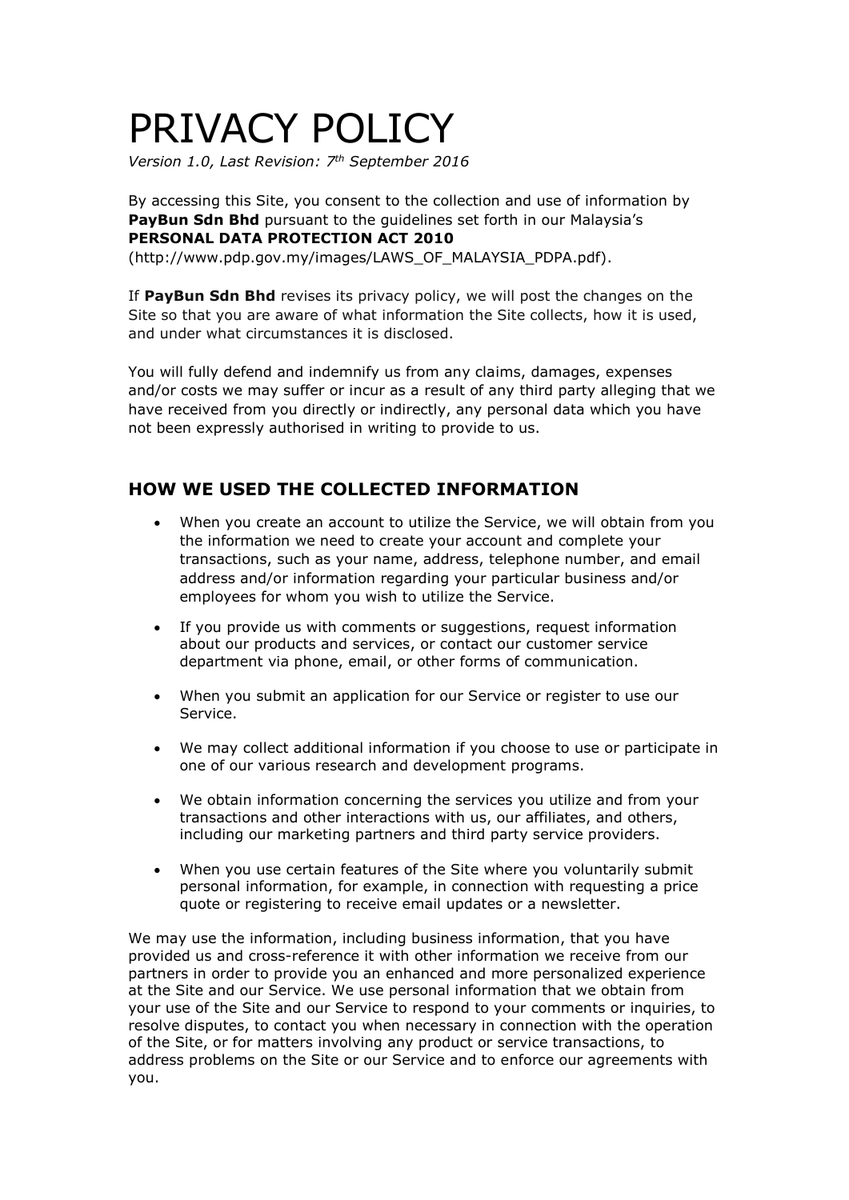# PRIVACY POLICY

*Version 1.0, Last Revision: 7th September 2016*

By accessing this Site, you consent to the collection and use of information by **PayBun Sdn Bhd** pursuant to the guidelines set forth in our Malaysia's **PERSONAL DATA PROTECTION ACT 2010** (http://www.pdp.gov.my/images/LAWS_OF_MALAYSIA_PDPA.pdf).

If **PayBun Sdn Bhd** revises its privacy policy, we will post the changes on the Site so that you are aware of what information the Site collects, how it is used, and under what circumstances it is disclosed.

You will fully defend and indemnify us from any claims, damages, expenses and/or costs we may suffer or incur as a result of any third party alleging that we have received from you directly or indirectly, any personal data which you have not been expressly authorised in writing to provide to us.

## HOW WE USED THE COLLECTED INFORMATION

- When you create an account to utilize the Service, we will obtain from you the information we need to create your account and complete your transactions, such as your name, address, telephone number, and email address and/or information regarding your particular business and/or employees for whom you wish to utilize the Service.
- If you provide us with comments or suggestions, request information about our products and services, or contact our customer service department via phone, email, or other forms of communication.
- When you submit an application for our Service or register to use our Service.
- We may collect additional information if you choose to use or participate in one of our various research and development programs.
- We obtain information concerning the services you utilize and from your transactions and other interactions with us, our affiliates, and others, including our marketing partners and third party service providers.
- When you use certain features of the Site where you voluntarily submit personal information, for example, in connection with requesting a price quote or registering to receive email updates or a newsletter.

We may use the information, including business information, that you have provided us and cross-reference it with other information we receive from our partners in order to provide you an enhanced and more personalized experience at the Site and our Service. We use personal information that we obtain from your use of the Site and our Service to respond to your comments or inquiries, to resolve disputes, to contact you when necessary in connection with the operation of the Site, or for matters involving any product or service transactions, to address problems on the Site or our Service and to enforce our agreements with you.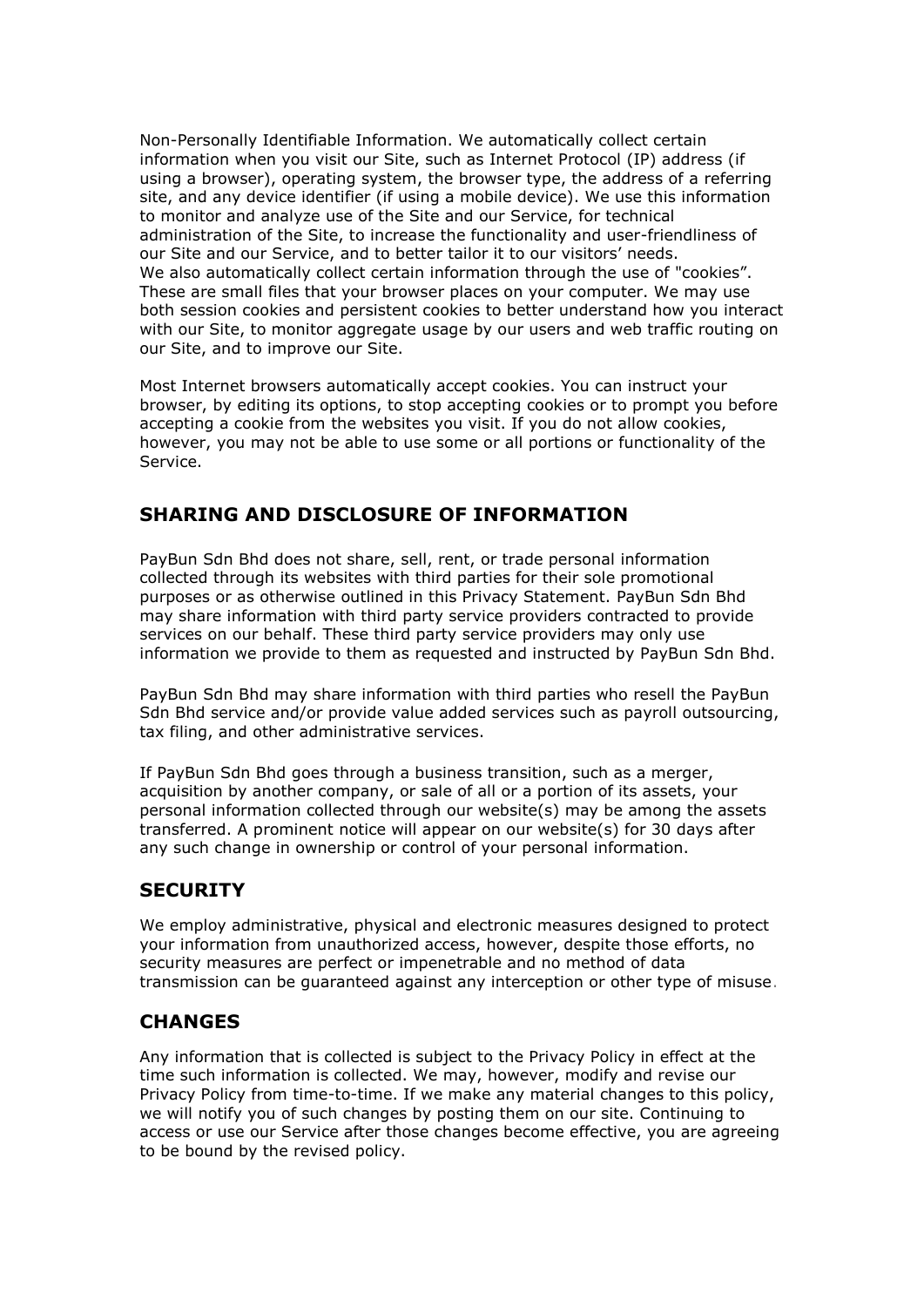Non-Personally Identifiable Information. We automatically collect certain information when you visit our Site, such as Internet Protocol (IP) address (if using a browser), operating system, the browser type, the address of a referring site, and any device identifier (if using a mobile device). We use this information to monitor and analyze use of the Site and our Service, for technical administration of the Site, to increase the functionality and user-friendliness of our Site and our Service, and to better tailor it to our visitors' needs.
We also automatically collect certain information through the use of "cookies". These are small files that your browser places on your computer. We may use both session cookies and persistent cookies to better understand how you interact with our Site, to monitor aggregate usage by our users and web traffic routing on our Site, and to improve our Site.

Most Internet browsers automatically accept cookies. You can instruct your browser, by editing its options, to stop accepting cookies or to prompt you before accepting a cookie from the websites you visit. If you do not allow cookies, however, you may not be able to use some or all portions or functionality of the Service.

## SHARING AND DISCLOSURE OF INFORMATION

PayBun Sdn Bhd does not share, sell, rent, or trade personal information collected through its websites with third parties for their sole promotional purposes or as otherwise outlined in this Privacy Statement. PayBun Sdn Bhd may share information with third party service providers contracted to provide services on our behalf. These third party service providers may only use information we provide to them as requested and instructed by PayBun Sdn Bhd.

PayBun Sdn Bhd may share information with third parties who resell the PayBun Sdn Bhd service and/or provide value added services such as payroll outsourcing, tax filing, and other administrative services.

If PayBun Sdn Bhd goes through a business transition, such as a merger, acquisition by another company, or sale of all or a portion of its assets, your personal information collected through our website(s) may be among the assets transferred. A prominent notice will appear on our website(s) for 30 days after any such change in ownership or control of your personal information.

## SECURITY

We employ administrative, physical and electronic measures designed to protect your information from unauthorized access, however, despite those efforts, no security measures are perfect or impenetrable and no method of data transmission can be guaranteed against any interception or other type of misuse.

## CHANGES

Any information that is collected is subject to the Privacy Policy in effect at the time such information is collected. We may, however, modify and revise our Privacy Policy from time-to-time. If we make any material changes to this policy, we will notify you of such changes by posting them on our site. Continuing to access or use our Service after those changes become effective, you are agreeing to be bound by the revised policy.